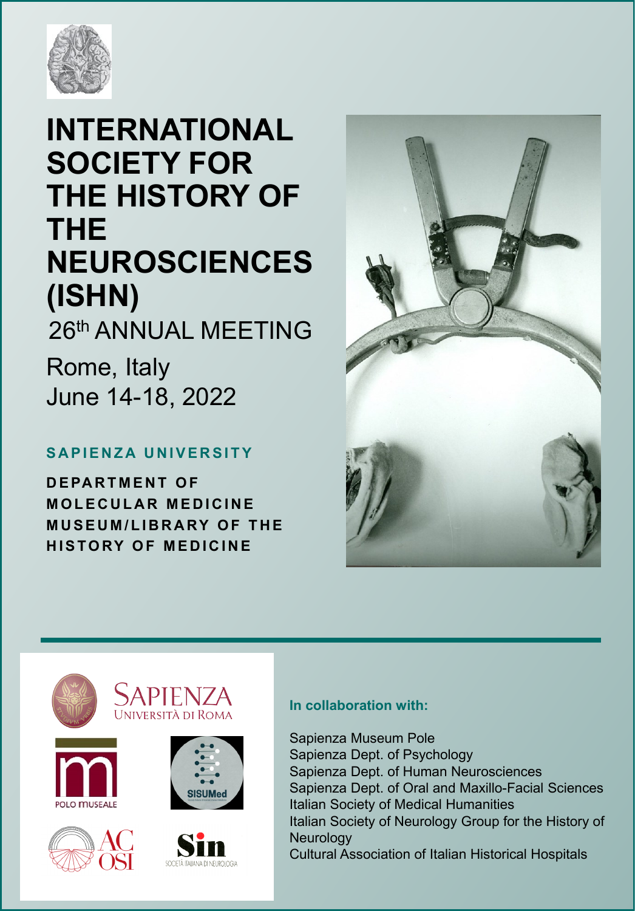# INTERNATIONAL SOCIETY FOR THE HISTORY OF THE NEUROSCIENCES (ISHN)

## 26th ANNUAL MEETING

Rome, Italy
June 14-18, 2022

**SAPIENZA UNIVERSITY**

**DEPARTMENT OF MOLECULAR MEDICINE**
**MUSEUM/LIBRARY OF THE HISTORY OF MEDICINE**

SAPIENZA UNIVERSITÀ DI ROMA

POLO MUSEALE

SISUMed

AC OSI

Sin SOCIETÀ ITALIANA DI NEUROLOGIA

**In collaboration with:**

Sapienza Museum Pole
Sapienza Dept. of Psychology
Sapienza Dept. of Human Neurosciences
Sapienza Dept. of Oral and Maxillo-Facial Sciences
Italian Society of Medical Humanities
Italian Society of Neurology Group for the History of Neurology
Cultural Association of Italian Historical Hospitals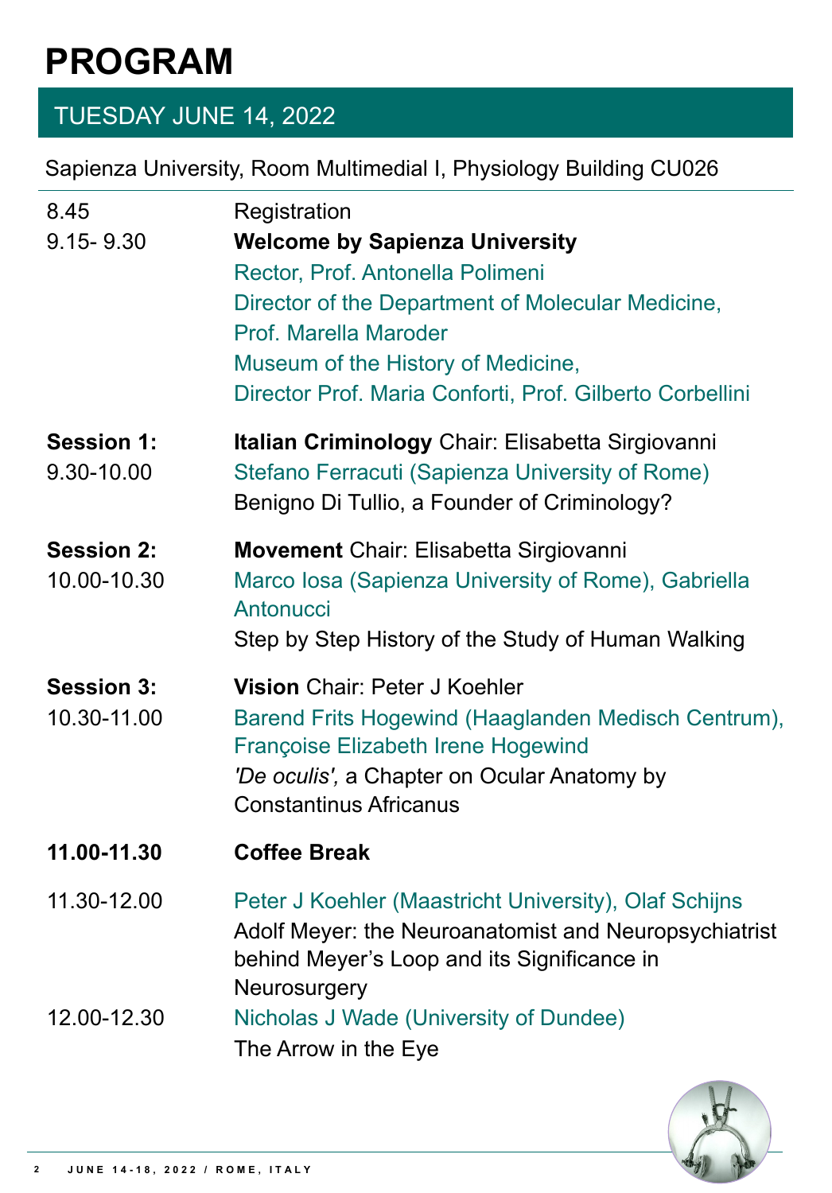# PROGRAM

## TUESDAY JUNE 14, 2022

Sapienza University, Room Multimedial I, Physiology Building CU026

8.45 Registration

9.15- 9.30 **Welcome by Sapienza University**
Rector, Prof. Antonella Polimeni
Director of the Department of Molecular Medicine, Prof. Marella Maroder
Museum of the History of Medicine, Director Prof. Maria Conforti, Prof. Gilberto Corbellini

**Session 1:** 9.30-10.00
**Italian Criminology** Chair: Elisabetta Sirgiovanni
Stefano Ferracuti (Sapienza University of Rome)
Benigno Di Tullio, a Founder of Criminology?

**Session 2:** 10.00-10.30
**Movement** Chair: Elisabetta Sirgiovanni
Marco Iosa (Sapienza University of Rome), Gabriella Antonucci
Step by Step History of the Study of Human Walking

**Session 3:** 10.30-11.00
**Vision** Chair: Peter J Koehler
Barend Frits Hogewind (Haaglanden Medisch Centrum), Françoise Elizabeth Irene Hogewind
*'De oculis',* a Chapter on Ocular Anatomy by Constantinus Africanus

**11.00-11.30 Coffee Break**

11.30-12.00 Peter J Koehler (Maastricht University), Olaf Schijns
Adolf Meyer: the Neuroanatomist and Neuropsychiatrist behind Meyer's Loop and its Significance in Neurosurgery

12.00-12.30 Nicholas J Wade (University of Dundee)
The Arrow in the Eye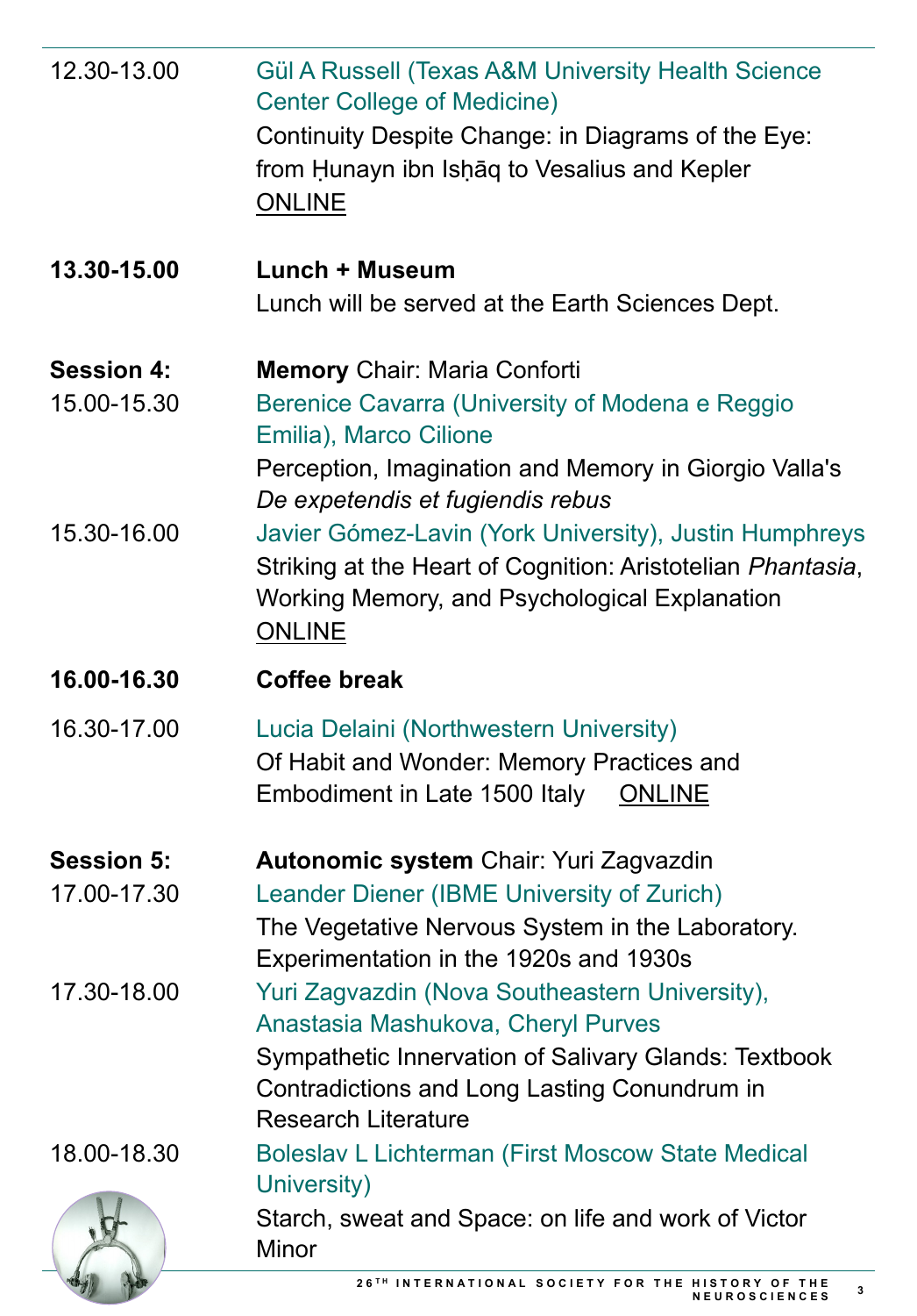12.30-13.00 Gül A Russell (Texas A&M University Health Science Center College of Medicine)
Continuity Despite Change: in Diagrams of the Eye: from Ḥunayn ibn Isḥāq to Vesalius and Kepler
ONLINE

**13.30-15.00** **Lunch + Museum**
Lunch will be served at the Earth Sciences Dept.

**Session 4:** **Memory** Chair: Maria Conforti

15.00-15.30 Berenice Cavarra (University of Modena e Reggio Emilia), Marco Cilione
Perception, Imagination and Memory in Giorgio Valla's *De expetendis et fugiendis rebus*

15.30-16.00 Javier Gómez-Lavin (York University), Justin Humphreys
Striking at the Heart of Cognition: Aristotelian *Phantasia*, Working Memory, and Psychological Explanation
ONLINE

**16.00-16.30** **Coffee break**

16.30-17.00 Lucia Delaini (Northwestern University)
Of Habit and Wonder: Memory Practices and Embodiment in Late 1500 Italy ONLINE

**Session 5:** **Autonomic system** Chair: Yuri Zagvazdin

17.00-17.30 Leander Diener (IBME University of Zurich)
The Vegetative Nervous System in the Laboratory. Experimentation in the 1920s and 1930s

17.30-18.00 Yuri Zagvazdin (Nova Southeastern University), Anastasia Mashukova, Cheryl Purves
Sympathetic Innervation of Salivary Glands: Textbook Contradictions and Long Lasting Conundrum in Research Literature

18.00-18.30 Boleslav L Lichterman (First Moscow State Medical University)
Starch, sweat and Space: on life and work of Victor Minor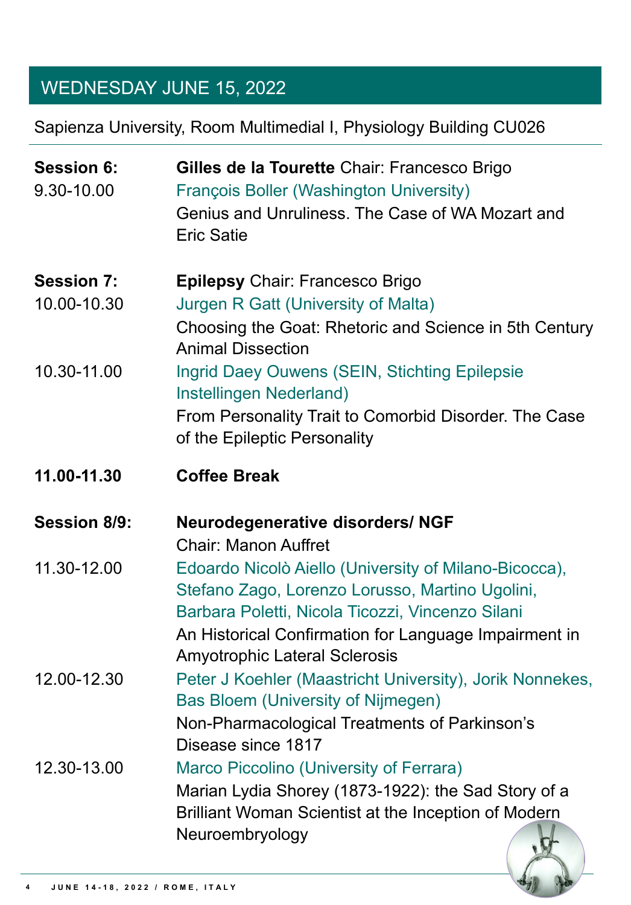## WEDNESDAY JUNE 15, 2022

Sapienza University, Room Multimedial I, Physiology Building CU026

**Session 6:** **Gilles de la Tourette** Chair: Francesco Brigo

9.30-10.00 François Boller (Washington University)
Genius and Unruliness. The Case of WA Mozart and Eric Satie

**Session 7:** **Epilepsy** Chair: Francesco Brigo

10.00-10.30 Jurgen R Gatt (University of Malta)
Choosing the Goat: Rhetoric and Science in 5th Century Animal Dissection

10.30-11.00 Ingrid Daey Ouwens (SEIN, Stichting Epilepsie Instellingen Nederland)
From Personality Trait to Comorbid Disorder. The Case of the Epileptic Personality

**11.00-11.30** **Coffee Break**

**Session 8/9:** **Neurodegenerative disorders/ NGF**
Chair: Manon Auffret

11.30-12.00 Edoardo Nicolò Aiello (University of Milano-Bicocca), Stefano Zago, Lorenzo Lorusso, Martino Ugolini, Barbara Poletti, Nicola Ticozzi, Vincenzo Silani
An Historical Confirmation for Language Impairment in Amyotrophic Lateral Sclerosis

12.00-12.30 Peter J Koehler (Maastricht University), Jorik Nonnekes, Bas Bloem (University of Nijmegen)
Non-Pharmacological Treatments of Parkinson's Disease since 1817

12.30-13.00 Marco Piccolino (University of Ferrara)
Marian Lydia Shorey (1873-1922): the Sad Story of a Brilliant Woman Scientist at the Inception of Modern Neuroembryology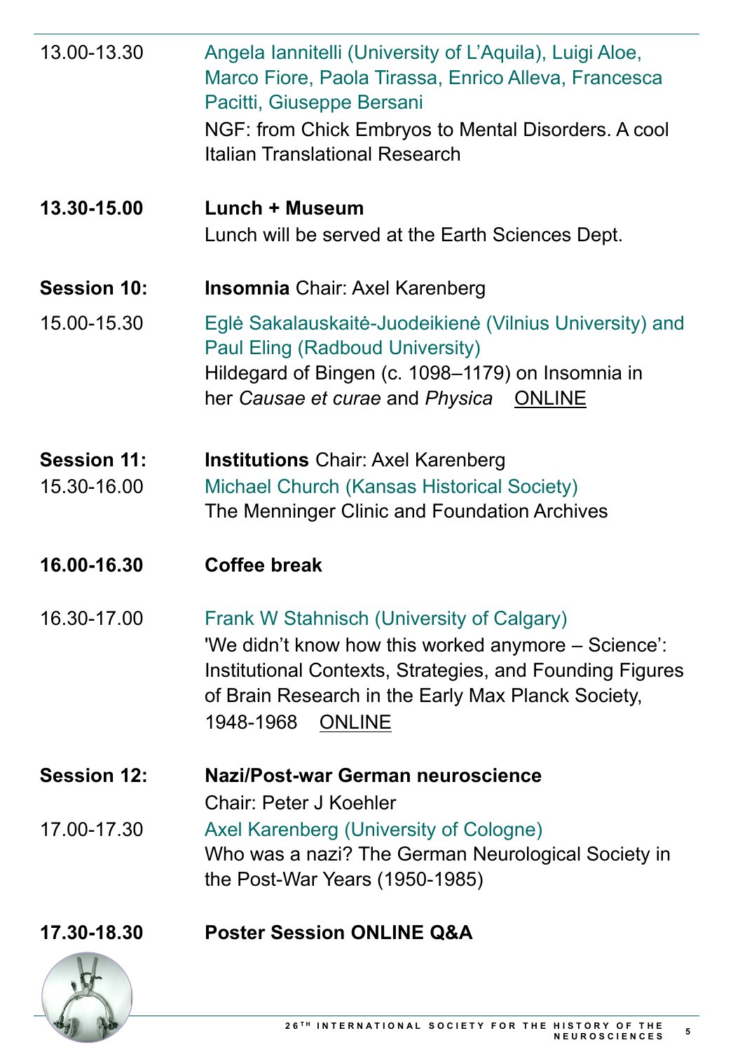13.00-13.30 Angela Iannitelli (University of L'Aquila), Luigi Aloe, Marco Fiore, Paola Tirassa, Enrico Alleva, Francesca Pacitti, Giuseppe Bersani
NGF: from Chick Embryos to Mental Disorders. A cool Italian Translational Research

**13.30-15.00** **Lunch + Museum**
Lunch will be served at the Earth Sciences Dept.

**Session 10:** **Insomnia** Chair: Axel Karenberg

15.00-15.30 Eglė Sakalauskaitė-Juodeikienė (Vilnius University) and Paul Eling (Radboud University)
Hildegard of Bingen (c. 1098–1179) on Insomnia in her *Causae et curae* and *Physica* ONLINE

**Session 11:** **Institutions** Chair: Axel Karenberg

15.30-16.00 Michael Church (Kansas Historical Society)
The Menninger Clinic and Foundation Archives

**16.00-16.30** **Coffee break**

16.30-17.00 Frank W Stahnisch (University of Calgary)
'We didn't know how this worked anymore – Science': Institutional Contexts, Strategies, and Founding Figures of Brain Research in the Early Max Planck Society, 1948-1968 ONLINE

**Session 12:** **Nazi/Post-war German neuroscience**
Chair: Peter J Koehler

17.00-17.30 Axel Karenberg (University of Cologne)
Who was a nazi? The German Neurological Society in the Post-War Years (1950-1985)

**17.30-18.30** **Poster Session ONLINE Q&A**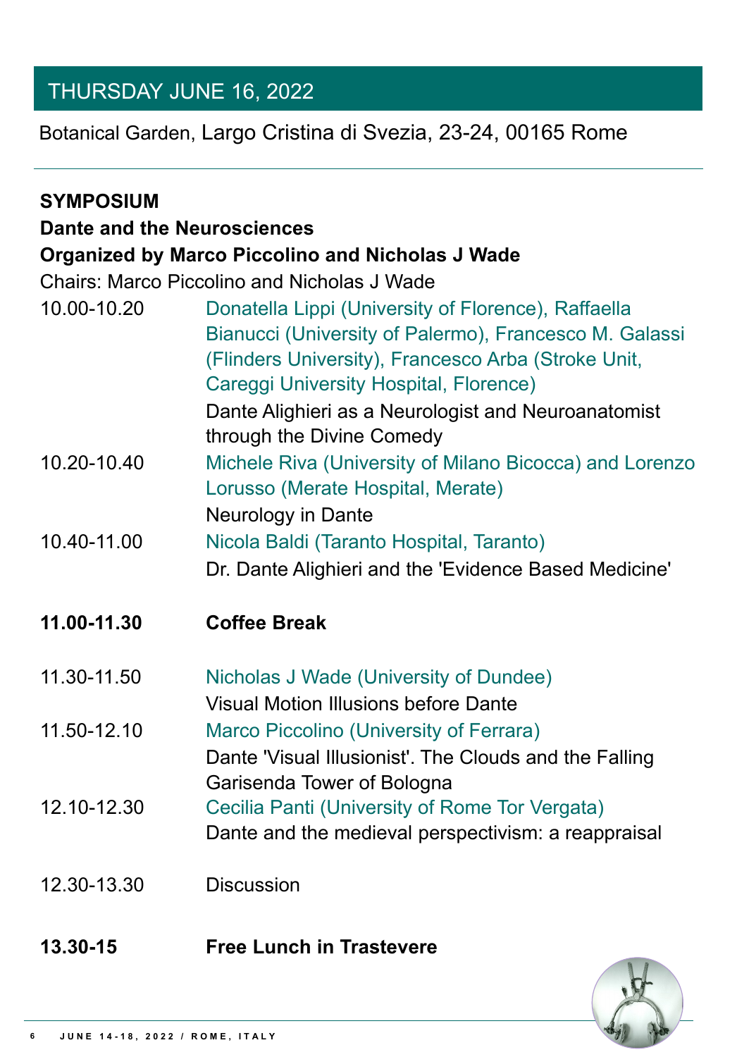## THURSDAY JUNE 16, 2022

Botanical Garden, Largo Cristina di Svezia, 23-24, 00165 Rome

**SYMPOSIUM**
**Dante and the Neurosciences**
**Organized by Marco Piccolino and Nicholas J Wade**

Chairs: Marco Piccolino and Nicholas J Wade

| | |
|---|---|
| 10.00-10.20 | Donatella Lippi (University of Florence), Raffaella Bianucci (University of Palermo), Francesco M. Galassi (Flinders University), Francesco Arba (Stroke Unit, Careggi University Hospital, Florence)<br>Dante Alighieri as a Neurologist and Neuroanatomist through the Divine Comedy |
| 10.20-10.40 | Michele Riva (University of Milano Bicocca) and Lorenzo Lorusso (Merate Hospital, Merate)<br>Neurology in Dante |
| 10.40-11.00 | Nicola Baldi (Taranto Hospital, Taranto)<br>Dr. Dante Alighieri and the 'Evidence Based Medicine' |
| **11.00-11.30** | **Coffee Break** |
| 11.30-11.50 | Nicholas J Wade (University of Dundee)<br>Visual Motion Illusions before Dante |
| 11.50-12.10 | Marco Piccolino (University of Ferrara)<br>Dante 'Visual Illusionist'. The Clouds and the Falling Garisenda Tower of Bologna |
| 12.10-12.30 | Cecilia Panti (University of Rome Tor Vergata)<br>Dante and the medieval perspectivism: a reappraisal |
| 12.30-13.30 | Discussion |
| **13.30-15** | **Free Lunch in Trastevere** |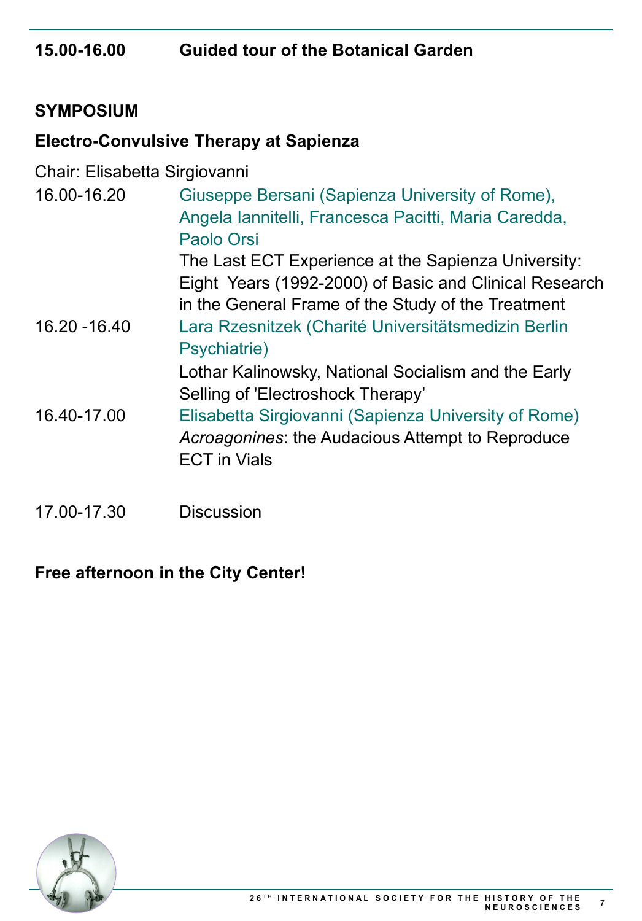**15.00-16.00 Guided tour of the Botanical Garden**

**SYMPOSIUM**

**Electro-Convulsive Therapy at Sapienza**

Chair: Elisabetta Sirgiovanni

16.00-16.20 Giuseppe Bersani (Sapienza University of Rome), Angela Iannitelli, Francesca Pacitti, Maria Caredda, Paolo Orsi
The Last ECT Experience at the Sapienza University: Eight Years (1992-2000) of Basic and Clinical Research in the General Frame of the Study of the Treatment

16.20 -16.40 Lara Rzesnitzek (Charité Universitätsmedizin Berlin Psychiatrie)
Lothar Kalinowsky, National Socialism and the Early Selling of 'Electroshock Therapy'

16.40-17.00 Elisabetta Sirgiovanni (Sapienza University of Rome)
*Acroagonines*: the Audacious Attempt to Reproduce ECT in Vials

17.00-17.30 Discussion

**Free afternoon in the City Center!**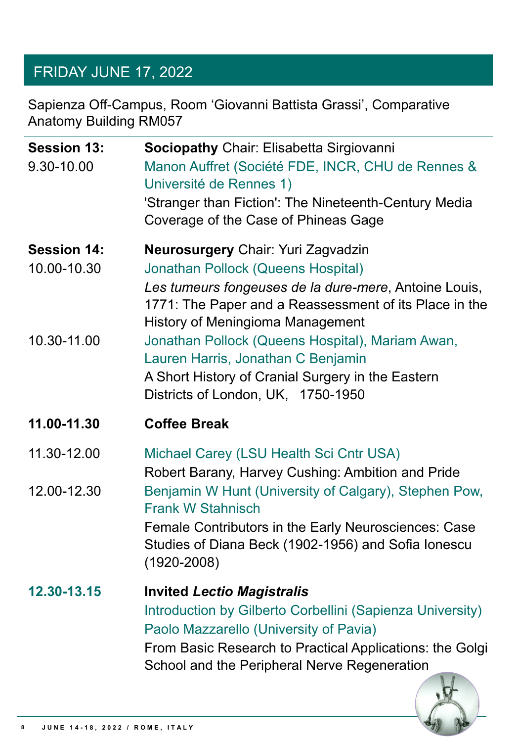## FRIDAY JUNE 17, 2022

Sapienza Off-Campus, Room 'Giovanni Battista Grassi', Comparative Anatomy Building RM057

**Session 13:** **Sociopathy** Chair: Elisabetta Sirgiovanni

9.30-10.00
Manon Auffret (Société FDE, INCR, CHU de Rennes & Université de Rennes 1)
'Stranger than Fiction': The Nineteenth-Century Media Coverage of the Case of Phineas Gage

**Session 14:** **Neurosurgery** Chair: Yuri Zagvadzin

10.00-10.30
Jonathan Pollock (Queens Hospital)
*Les tumeurs fongeuses de la dure-mere*, Antoine Louis, 1771: The Paper and a Reassessment of its Place in the History of Meningioma Management

10.30-11.00
Jonathan Pollock (Queens Hospital), Mariam Awan, Lauren Harris, Jonathan C Benjamin
A Short History of Cranial Surgery in the Eastern Districts of London, UK, 1750-1950

**11.00-11.30** **Coffee Break**

11.30-12.00
Michael Carey (LSU Health Sci Cntr USA)
Robert Barany, Harvey Cushing: Ambition and Pride

12.00-12.30
Benjamin W Hunt (University of Calgary), Stephen Pow, Frank W Stahnisch
Female Contributors in the Early Neurosciences: Case Studies of Diana Beck (1902-1956) and Sofia Ionescu (1920-2008)

**12.30-13.15** **Invited *Lectio Magistralis***
Introduction by Gilberto Corbellini (Sapienza University)
Paolo Mazzarello (University of Pavia)
From Basic Research to Practical Applications: the Golgi School and the Peripheral Nerve Regeneration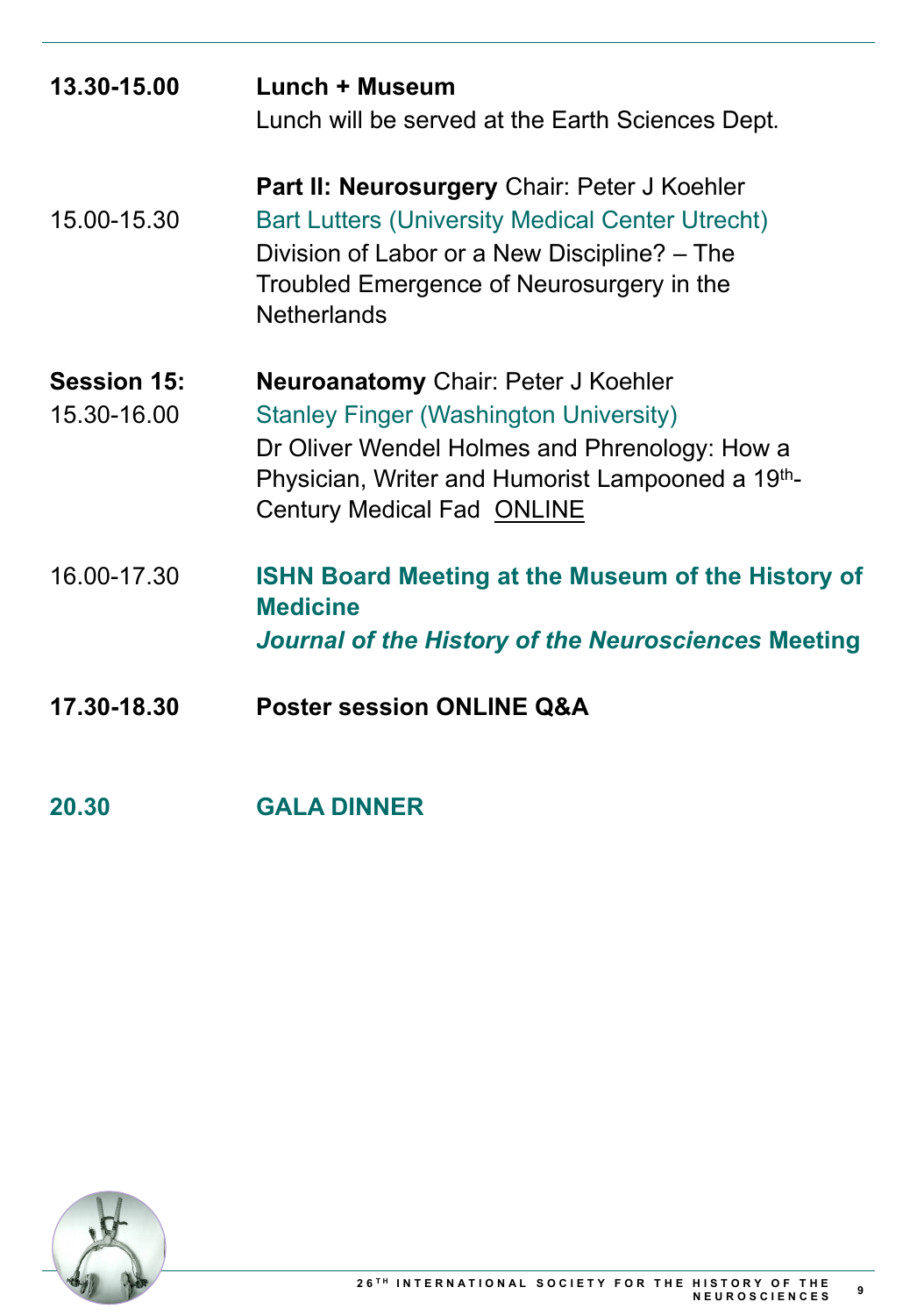**13.30-15.00** **Lunch + Museum**
Lunch will be served at the Earth Sciences Dept.

**Part II: Neurosurgery** Chair: Peter J Koehler

15.00-15.30 Bart Lutters (University Medical Center Utrecht)
Division of Labor or a New Discipline? – The Troubled Emergence of Neurosurgery in the Netherlands

**Session 15:** **Neuroanatomy** Chair: Peter J Koehler

15.30-16.00 Stanley Finger (Washington University)
Dr Oliver Wendel Holmes and Phrenology: How a Physician, Writer and Humorist Lampooned a 19th-Century Medical Fad ONLINE

16.00-17.30 **ISHN Board Meeting at the Museum of the History of Medicine**
***Journal of the History of the Neurosciences*** **Meeting**

**17.30-18.30** **Poster session ONLINE Q&A**

**20.30** **GALA DINNER**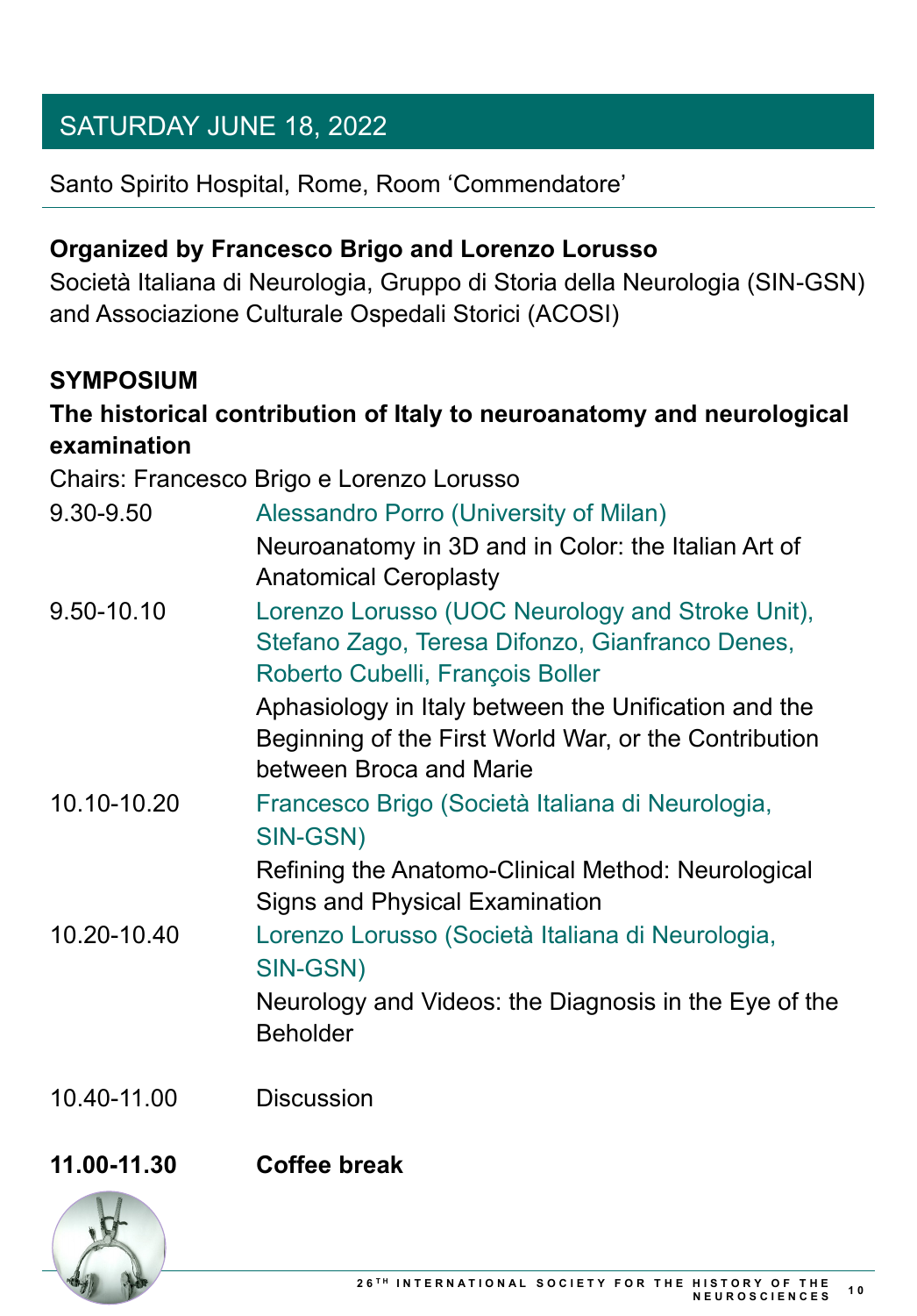## SATURDAY JUNE 18, 2022

Santo Spirito Hospital, Rome, Room 'Commendatore'

**Organized by Francesco Brigo and Lorenzo Lorusso**
Società Italiana di Neurologia, Gruppo di Storia della Neurologia (SIN-GSN) and Associazione Culturale Ospedali Storici (ACOSI)

**SYMPOSIUM**
**The historical contribution of Italy to neuroanatomy and neurological examination**

Chairs: Francesco Brigo e Lorenzo Lorusso

| | |
|---|---|
| 9.30-9.50 | Alessandro Porro (University of Milan)<br>Neuroanatomy in 3D and in Color: the Italian Art of Anatomical Ceroplasty |
| 9.50-10.10 | Lorenzo Lorusso (UOC Neurology and Stroke Unit), Stefano Zago, Teresa Difonzo, Gianfranco Denes, Roberto Cubelli, François Boller<br>Aphasiology in Italy between the Unification and the Beginning of the First World War, or the Contribution between Broca and Marie |
| 10.10-10.20 | Francesco Brigo (Società Italiana di Neurologia, SIN-GSN)<br>Refining the Anatomo-Clinical Method: Neurological Signs and Physical Examination |
| 10.20-10.40 | Lorenzo Lorusso (Società Italiana di Neurologia, SIN-GSN)<br>Neurology and Videos: the Diagnosis in the Eye of the Beholder |
| 10.40-11.00 | Discussion |
| **11.00-11.30** | **Coffee break** |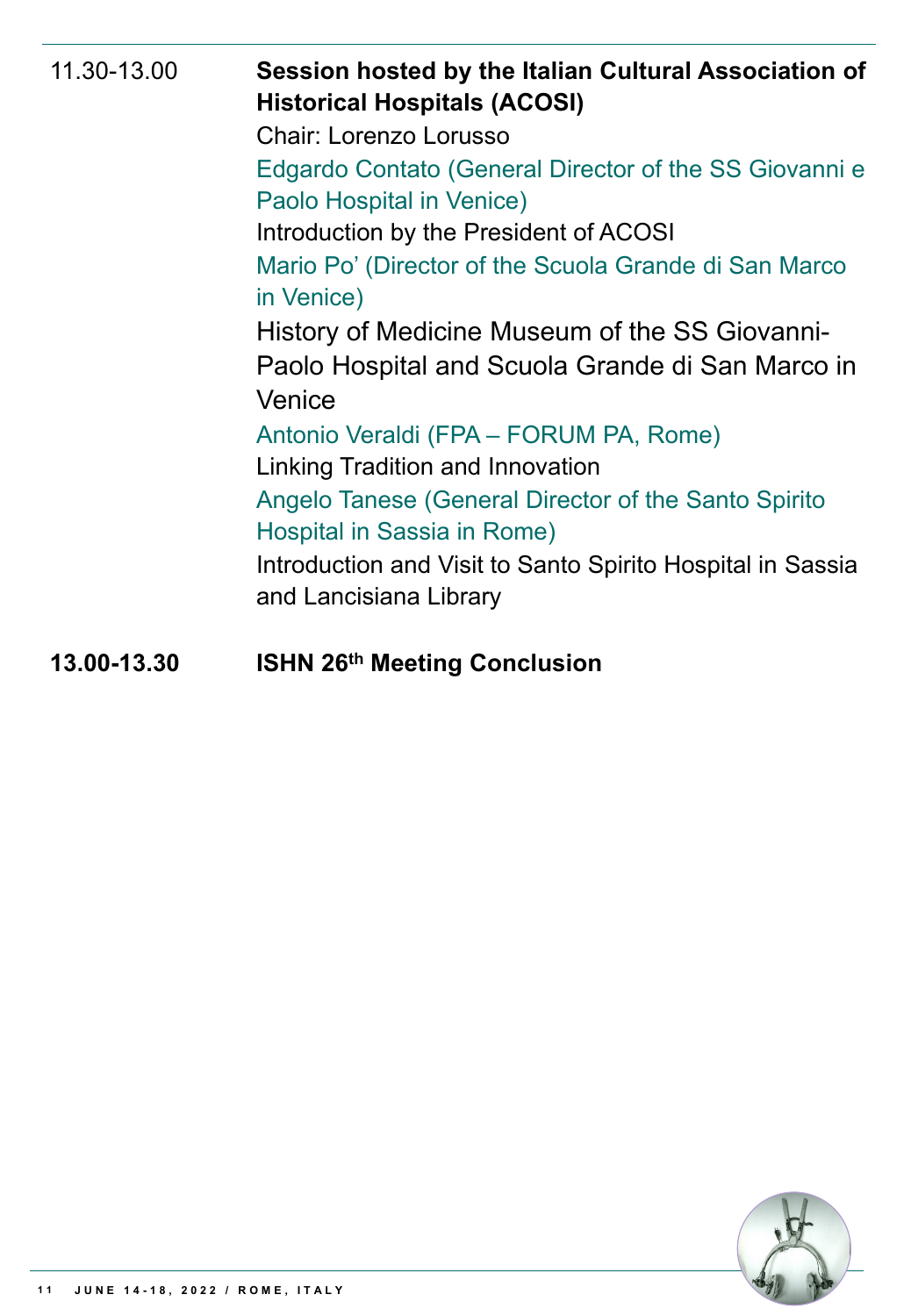11.30-13.00

**Session hosted by the Italian Cultural Association of Historical Hospitals (ACOSI)**

Chair: Lorenzo Lorusso

Edgardo Contato (General Director of the SS Giovanni e Paolo Hospital in Venice)

Introduction by the President of ACOSI

Mario Po' (Director of the Scuola Grande di San Marco in Venice)

History of Medicine Museum of the SS Giovanni-Paolo Hospital and Scuola Grande di San Marco in Venice

Antonio Veraldi (FPA – FORUM PA, Rome)

Linking Tradition and Innovation

Angelo Tanese (General Director of the Santo Spirito Hospital in Sassia in Rome)

Introduction and Visit to Santo Spirito Hospital in Sassia and Lancisiana Library

**13.00-13.30**

**ISHN 26th Meeting Conclusion**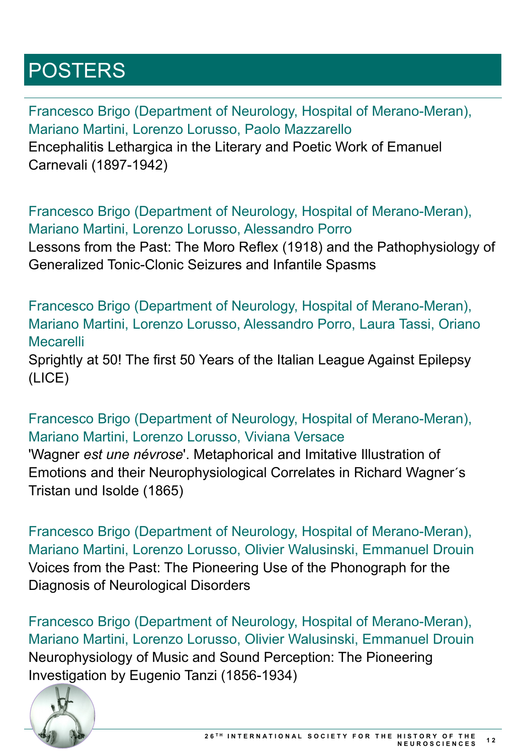# POSTERS

Francesco Brigo (Department of Neurology, Hospital of Merano-Meran), Mariano Martini, Lorenzo Lorusso, Paolo Mazzarello
Encephalitis Lethargica in the Literary and Poetic Work of Emanuel Carnevali (1897-1942)

Francesco Brigo (Department of Neurology, Hospital of Merano-Meran), Mariano Martini, Lorenzo Lorusso, Alessandro Porro
Lessons from the Past: The Moro Reflex (1918) and the Pathophysiology of Generalized Tonic-Clonic Seizures and Infantile Spasms

Francesco Brigo (Department of Neurology, Hospital of Merano-Meran), Mariano Martini, Lorenzo Lorusso, Alessandro Porro, Laura Tassi, Oriano Mecarelli
Sprightly at 50! The first 50 Years of the Italian League Against Epilepsy (LICE)

Francesco Brigo (Department of Neurology, Hospital of Merano-Meran), Mariano Martini, Lorenzo Lorusso, Viviana Versace
'Wagner *est une névrose*'. Metaphorical and Imitative Illustration of Emotions and their Neurophysiological Correlates in Richard Wagner´s Tristan und Isolde (1865)

Francesco Brigo (Department of Neurology, Hospital of Merano-Meran), Mariano Martini, Lorenzo Lorusso, Olivier Walusinski, Emmanuel Drouin
Voices from the Past: The Pioneering Use of the Phonograph for the Diagnosis of Neurological Disorders

Francesco Brigo (Department of Neurology, Hospital of Merano-Meran), Mariano Martini, Lorenzo Lorusso, Olivier Walusinski, Emmanuel Drouin
Neurophysiology of Music and Sound Perception: The Pioneering Investigation by Eugenio Tanzi (1856-1934)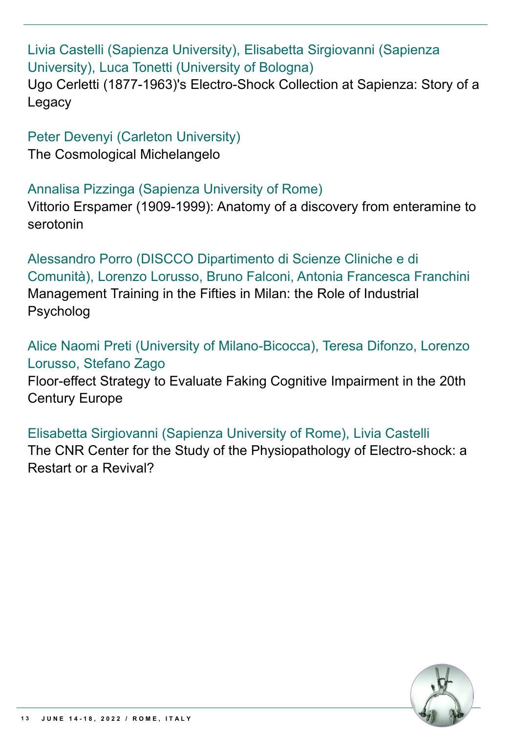Livia Castelli (Sapienza University), Elisabetta Sirgiovanni (Sapienza University), Luca Tonetti (University of Bologna)
Ugo Cerletti (1877-1963)'s Electro-Shock Collection at Sapienza: Story of a Legacy

Peter Devenyi (Carleton University)
The Cosmological Michelangelo

Annalisa Pizzinga (Sapienza University of Rome)
Vittorio Erspamer (1909-1999): Anatomy of a discovery from enteramine to serotonin

Alessandro Porro (DISCCO Dipartimento di Scienze Cliniche e di Comunità), Lorenzo Lorusso, Bruno Falconi, Antonia Francesca Franchini
Management Training in the Fifties in Milan: the Role of Industrial Psycholog

Alice Naomi Preti (University of Milano-Bicocca), Teresa Difonzo, Lorenzo Lorusso, Stefano Zago
Floor-effect Strategy to Evaluate Faking Cognitive Impairment in the 20th Century Europe

Elisabetta Sirgiovanni (Sapienza University of Rome), Livia Castelli
The CNR Center for the Study of the Physiopathology of Electro-shock: a Restart or a Revival?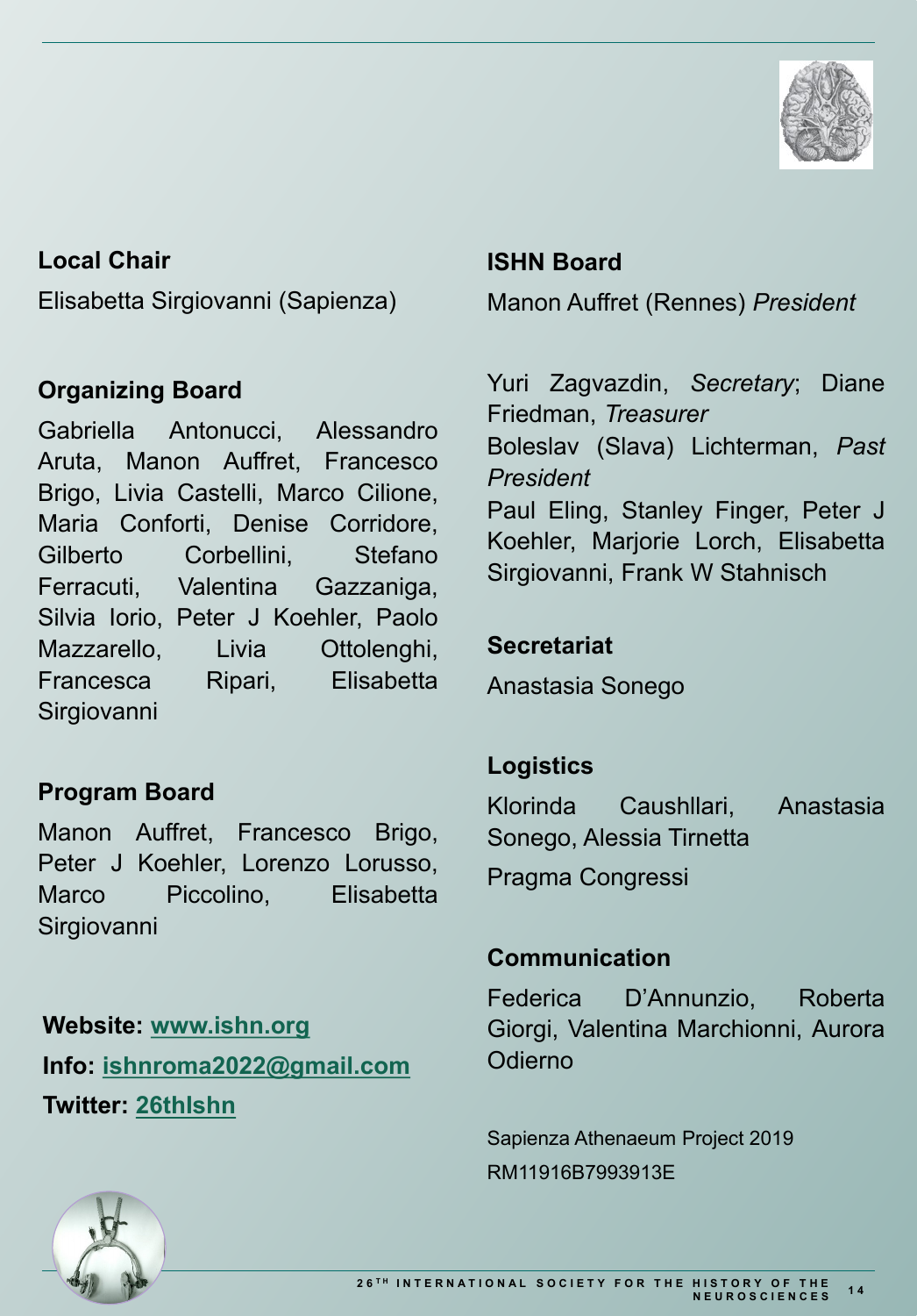## Local Chair

Elisabetta Sirgiovanni (Sapienza)

## Organizing Board

Gabriella Antonucci, Alessandro Aruta, Manon Auffret, Francesco Brigo, Livia Castelli, Marco Cilione, Maria Conforti, Denise Corridore, Gilberto Corbellini, Stefano Ferracuti, Valentina Gazzaniga, Silvia Iorio, Peter J Koehler, Paolo Mazzarello, Livia Ottolenghi, Francesca Ripari, Elisabetta Sirgiovanni

## Program Board

Manon Auffret, Francesco Brigo, Peter J Koehler, Lorenzo Lorusso, Marco Piccolino, Elisabetta Sirgiovanni

**Website: www.ishn.org**

**Info: ishnroma2022@gmail.com**

**Twitter: 26thIshn**

## ISHN Board

Manon Auffret (Rennes) *President*

Yuri Zagvazdin, *Secretary*; Diane Friedman, *Treasurer*

Boleslav (Slava) Lichterman, *Past President*

Paul Eling, Stanley Finger, Peter J Koehler, Marjorie Lorch, Elisabetta Sirgiovanni, Frank W Stahnisch

## Secretariat

Anastasia Sonego

## Logistics

Klorinda Caushllari, Anastasia Sonego, Alessia Tirnetta

Pragma Congressi

## Communication

Federica D'Annunzio, Roberta Giorgi, Valentina Marchionni, Aurora Odierno

Sapienza Athenaeum Project 2019

RM11916B7993913E